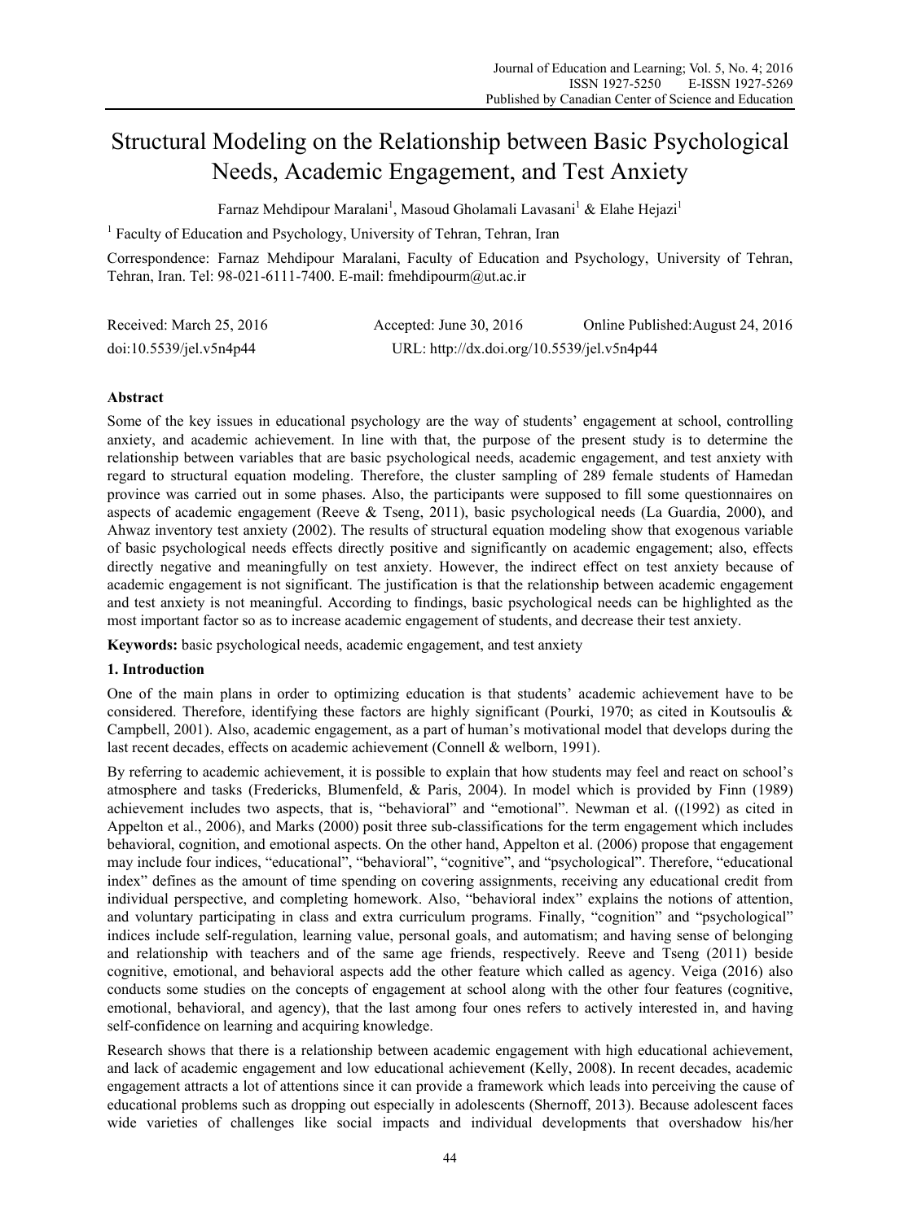# Structural Modeling on the Relationship between Basic Psychological Needs, Academic Engagement, and Test Anxiety

Farnaz Mehdipour Maralani[1], Masoud Gholamali Lavasani[1] & Elahe Hejazi[1]

[1] Faculty of Education and Psychology, University of Tehran, Tehran, Iran

Correspondence: Farnaz Mehdipour Maralani, Faculty of Education and Psychology, University of Tehran, Tehran, Iran. Tel: 98-021-6111-7400. E-mail: fmehdipourm@ut.ac.ir

Received: March 25, 2016 Accepted: June 30, 2016 Online Published: August 24, 2016

doi:10.5539/jel.v5n4p44 URL: http://dx.doi.org/10.5539/jel.v5n4p44

## Abstract

Some of the key issues in educational psychology are the way of students' engagement at school, controlling anxiety, and academic achievement. In line with that, the purpose of the present study is to determine the relationship between variables that are basic psychological needs, academic engagement, and test anxiety with regard to structural equation modeling. Therefore, the cluster sampling of 289 female students of Hamedan province was carried out in some phases. Also, the participants were supposed to fill some questionnaires on aspects of academic engagement (Reeve & Tseng, 2011), basic psychological needs (La Guardia, 2000), and Ahwaz inventory test anxiety (2002). The results of structural equation modeling show that exogenous variable of basic psychological needs effects directly positive and significantly on academic engagement; also, effects directly negative and meaningfully on test anxiety. However, the indirect effect on test anxiety because of academic engagement is not significant. The justification is that the relationship between academic engagement and test anxiety is not meaningful. According to findings, basic psychological needs can be highlighted as the most important factor so as to increase academic engagement of students, and decrease their test anxiety.

**Keywords:** basic psychological needs, academic engagement, and test anxiety

## 1. Introduction

One of the main plans in order to optimizing education is that students' academic achievement have to be considered. Therefore, identifying these factors are highly significant (Pourki, 1970; as cited in Koutsoulis & Campbell, 2001). Also, academic engagement, as a part of human's motivational model that develops during the last recent decades, effects on academic achievement (Connell & welborn, 1991).

By referring to academic achievement, it is possible to explain that how students may feel and react on school's atmosphere and tasks (Fredericks, Blumenfeld, & Paris, 2004). In model which is provided by Finn (1989) achievement includes two aspects, that is, "behavioral" and "emotional". Newman et al. ((1992) as cited in Appelton et al., 2006), and Marks (2000) posit three sub-classifications for the term engagement which includes behavioral, cognition, and emotional aspects. On the other hand, Appelton et al. (2006) propose that engagement may include four indices, "educational", "behavioral", "cognitive", and "psychological". Therefore, "educational index" defines as the amount of time spending on covering assignments, receiving any educational credit from individual perspective, and completing homework. Also, "behavioral index" explains the notions of attention, and voluntary participating in class and extra curriculum programs. Finally, "cognition" and "psychological" indices include self-regulation, learning value, personal goals, and automatism; and having sense of belonging and relationship with teachers and of the same age friends, respectively. Reeve and Tseng (2011) beside cognitive, emotional, and behavioral aspects add the other feature which called as agency. Veiga (2016) also conducts some studies on the concepts of engagement at school along with the other four features (cognitive, emotional, behavioral, and agency), that the last among four ones refers to actively interested in, and having self-confidence on learning and acquiring knowledge.

Research shows that there is a relationship between academic engagement with high educational achievement, and lack of academic engagement and low educational achievement (Kelly, 2008). In recent decades, academic engagement attracts a lot of attentions since it can provide a framework which leads into perceiving the cause of educational problems such as dropping out especially in adolescents (Shernoff, 2013). Because adolescent faces wide varieties of challenges like social impacts and individual developments that overshadow his/her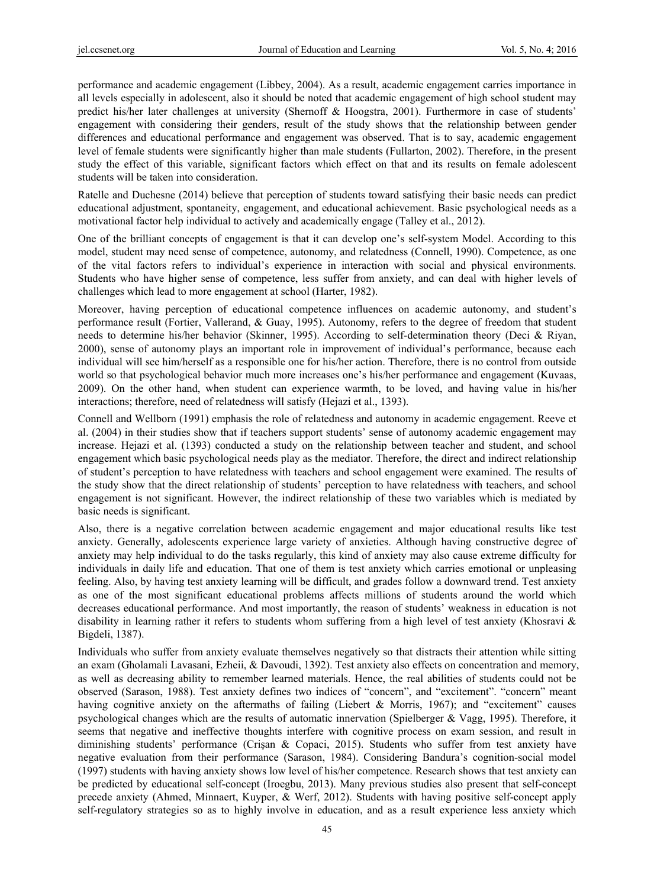performance and academic engagement (Libbey, 2004). As a result, academic engagement carries importance in all levels especially in adolescent, also it should be noted that academic engagement of high school student may predict his/her later challenges at university (Shernoff & Hoogstra, 2001). Furthermore in case of students' engagement with considering their genders, result of the study shows that the relationship between gender differences and educational performance and engagement was observed. That is to say, academic engagement level of female students were significantly higher than male students (Fullarton, 2002). Therefore, in the present study the effect of this variable, significant factors which effect on that and its results on female adolescent students will be taken into consideration.

Ratelle and Duchesne (2014) believe that perception of students toward satisfying their basic needs can predict educational adjustment, spontaneity, engagement, and educational achievement. Basic psychological needs as a motivational factor help individual to actively and academically engage (Talley et al., 2012).

One of the brilliant concepts of engagement is that it can develop one's self-system Model. According to this model, student may need sense of competence, autonomy, and relatedness (Connell, 1990). Competence, as one of the vital factors refers to individual's experience in interaction with social and physical environments. Students who have higher sense of competence, less suffer from anxiety, and can deal with higher levels of challenges which lead to more engagement at school (Harter, 1982).

Moreover, having perception of educational competence influences on academic autonomy, and student's performance result (Fortier, Vallerand, & Guay, 1995). Autonomy, refers to the degree of freedom that student needs to determine his/her behavior (Skinner, 1995). According to self-determination theory (Deci & Riyan, 2000), sense of autonomy plays an important role in improvement of individual's performance, because each individual will see him/herself as a responsible one for his/her action. Therefore, there is no control from outside world so that psychological behavior much more increases one's his/her performance and engagement (Kuvaas, 2009). On the other hand, when student can experience warmth, to be loved, and having value in his/her interactions; therefore, need of relatedness will satisfy (Hejazi et al., 1393).

Connell and Wellborn (1991) emphasis the role of relatedness and autonomy in academic engagement. Reeve et al. (2004) in their studies show that if teachers support students' sense of autonomy academic engagement may increase. Hejazi et al. (1393) conducted a study on the relationship between teacher and student, and school engagement which basic psychological needs play as the mediator. Therefore, the direct and indirect relationship of student's perception to have relatedness with teachers and school engagement were examined. The results of the study show that the direct relationship of students' perception to have relatedness with teachers, and school engagement is not significant. However, the indirect relationship of these two variables which is mediated by basic needs is significant.

Also, there is a negative correlation between academic engagement and major educational results like test anxiety. Generally, adolescents experience large variety of anxieties. Although having constructive degree of anxiety may help individual to do the tasks regularly, this kind of anxiety may also cause extreme difficulty for individuals in daily life and education. That one of them is test anxiety which carries emotional or unpleasing feeling. Also, by having test anxiety learning will be difficult, and grades follow a downward trend. Test anxiety as one of the most significant educational problems affects millions of students around the world which decreases educational performance. And most importantly, the reason of students' weakness in education is not disability in learning rather it refers to students whom suffering from a high level of test anxiety (Khosravi & Bigdeli, 1387).

Individuals who suffer from anxiety evaluate themselves negatively so that distracts their attention while sitting an exam (Gholamali Lavasani, Ezheii, & Davoudi, 1392). Test anxiety also effects on concentration and memory, as well as decreasing ability to remember learned materials. Hence, the real abilities of students could not be observed (Sarason, 1988). Test anxiety defines two indices of "concern", and "excitement". "concern" meant having cognitive anxiety on the aftermaths of failing (Liebert & Morris, 1967); and "excitement" causes psychological changes which are the results of automatic innervation (Spielberger & Vagg, 1995). Therefore, it seems that negative and ineffective thoughts interfere with cognitive process on exam session, and result in diminishing students' performance (Crişan & Copaci, 2015). Students who suffer from test anxiety have negative evaluation from their performance (Sarason, 1984). Considering Bandura's cognition-social model (1997) students with having anxiety shows low level of his/her competence. Research shows that test anxiety can be predicted by educational self-concept (Iroegbu, 2013). Many previous studies also present that self-concept precede anxiety (Ahmed, Minnaert, Kuyper, & Werf, 2012). Students with having positive self-concept apply self-regulatory strategies so as to highly involve in education, and as a result experience less anxiety which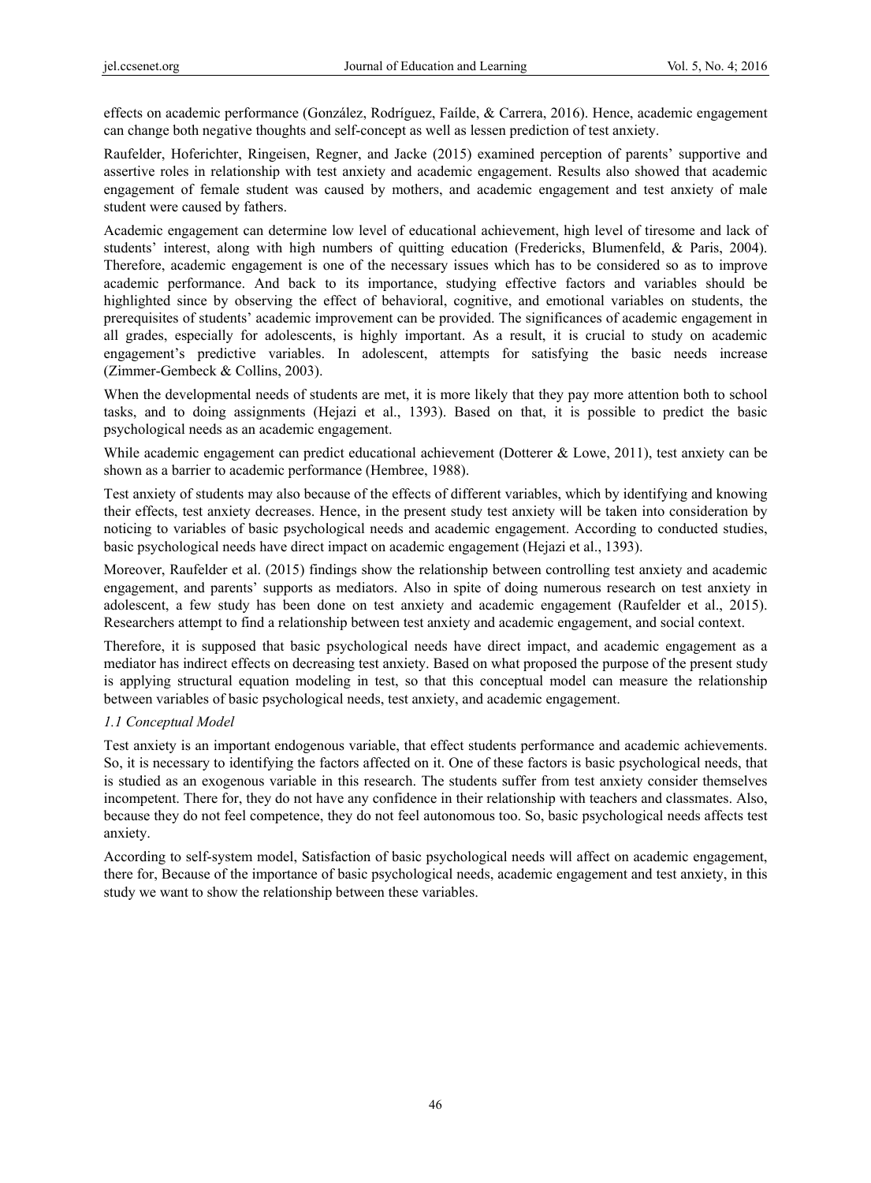effects on academic performance (González, Rodríguez, Faílde, & Carrera, 2016). Hence, academic engagement can change both negative thoughts and self-concept as well as lessen prediction of test anxiety.

Raufelder, Hoferichter, Ringeisen, Regner, and Jacke (2015) examined perception of parents' supportive and assertive roles in relationship with test anxiety and academic engagement. Results also showed that academic engagement of female student was caused by mothers, and academic engagement and test anxiety of male student were caused by fathers.

Academic engagement can determine low level of educational achievement, high level of tiresome and lack of students' interest, along with high numbers of quitting education (Fredericks, Blumenfeld, & Paris, 2004). Therefore, academic engagement is one of the necessary issues which has to be considered so as to improve academic performance. And back to its importance, studying effective factors and variables should be highlighted since by observing the effect of behavioral, cognitive, and emotional variables on students, the prerequisites of students' academic improvement can be provided. The significances of academic engagement in all grades, especially for adolescents, is highly important. As a result, it is crucial to study on academic engagement's predictive variables. In adolescent, attempts for satisfying the basic needs increase (Zimmer-Gembeck & Collins, 2003).

When the developmental needs of students are met, it is more likely that they pay more attention both to school tasks, and to doing assignments (Hejazi et al., 1393). Based on that, it is possible to predict the basic psychological needs as an academic engagement.

While academic engagement can predict educational achievement (Dotterer & Lowe, 2011), test anxiety can be shown as a barrier to academic performance (Hembree, 1988).

Test anxiety of students may also because of the effects of different variables, which by identifying and knowing their effects, test anxiety decreases. Hence, in the present study test anxiety will be taken into consideration by noticing to variables of basic psychological needs and academic engagement. According to conducted studies, basic psychological needs have direct impact on academic engagement (Hejazi et al., 1393).

Moreover, Raufelder et al. (2015) findings show the relationship between controlling test anxiety and academic engagement, and parents' supports as mediators. Also in spite of doing numerous research on test anxiety in adolescent, a few study has been done on test anxiety and academic engagement (Raufelder et al., 2015). Researchers attempt to find a relationship between test anxiety and academic engagement, and social context.

Therefore, it is supposed that basic psychological needs have direct impact, and academic engagement as a mediator has indirect effects on decreasing test anxiety. Based on what proposed the purpose of the present study is applying structural equation modeling in test, so that this conceptual model can measure the relationship between variables of basic psychological needs, test anxiety, and academic engagement.

### *1.1 Conceptual Model*

Test anxiety is an important endogenous variable, that effect students performance and academic achievements. So, it is necessary to identifying the factors affected on it. One of these factors is basic psychological needs, that is studied as an exogenous variable in this research. The students suffer from test anxiety consider themselves incompetent. There for, they do not have any confidence in their relationship with teachers and classmates. Also, because they do not feel competence, they do not feel autonomous too. So, basic psychological needs affects test anxiety.

According to self-system model, Satisfaction of basic psychological needs will affect on academic engagement, there for, Because of the importance of basic psychological needs, academic engagement and test anxiety, in this study we want to show the relationship between these variables.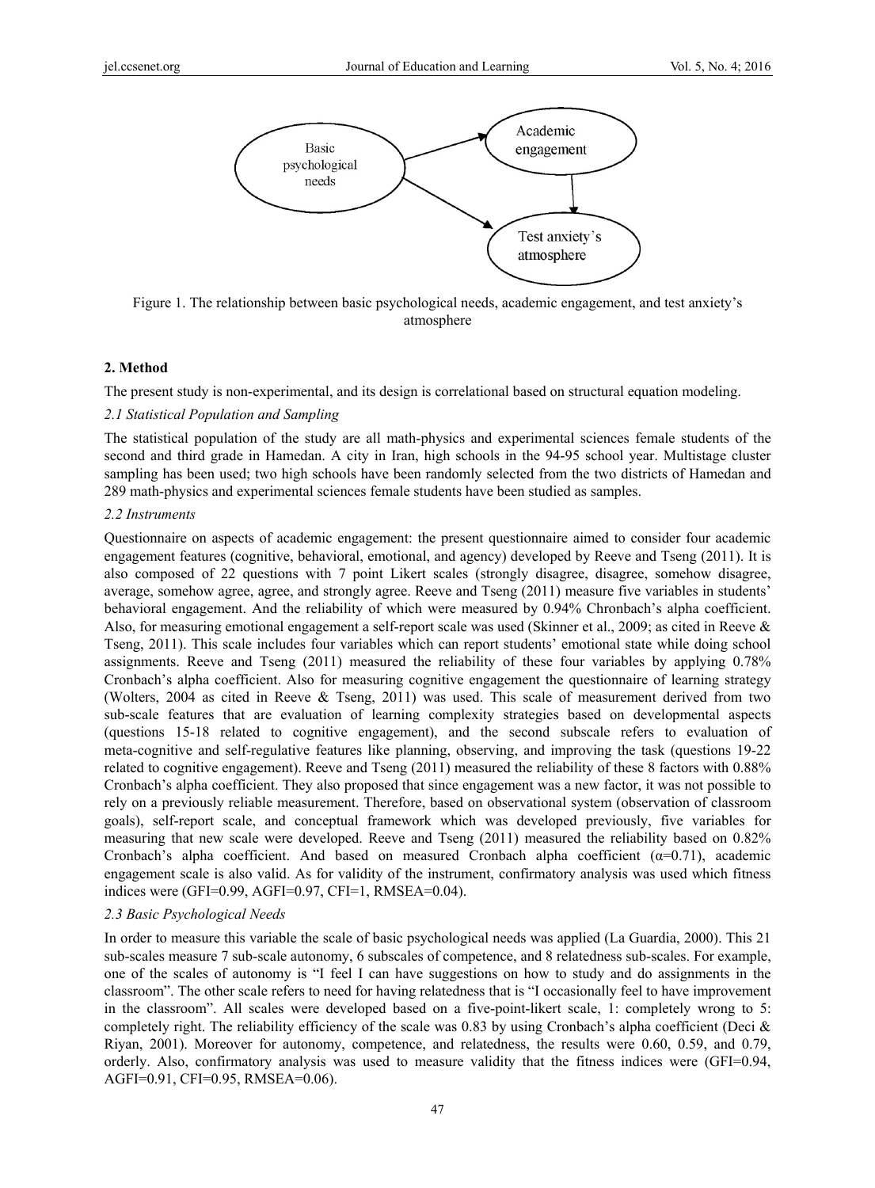Figure 1. The relationship between basic psychological needs, academic engagement, and test anxiety's atmosphere

## 2. Method

The present study is non-experimental, and its design is correlational based on structural equation modeling.

### 2.1 Statistical Population and Sampling

The statistical population of the study are all math-physics and experimental sciences female students of the second and third grade in Hamedan. A city in Iran, high schools in the 94-95 school year. Multistage cluster sampling has been used; two high schools have been randomly selected from the two districts of Hamedan and 289 math-physics and experimental sciences female students have been studied as samples.

### 2.2 Instruments

Questionnaire on aspects of academic engagement: the present questionnaire aimed to consider four academic engagement features (cognitive, behavioral, emotional, and agency) developed by Reeve and Tseng (2011). It is also composed of 22 questions with 7 point Likert scales (strongly disagree, disagree, somehow disagree, average, somehow agree, agree, and strongly agree. Reeve and Tseng (2011) measure five variables in students' behavioral engagement. And the reliability of which were measured by 0.94% Chronbach's alpha coefficient. Also, for measuring emotional engagement a self-report scale was used (Skinner et al., 2009; as cited in Reeve & Tseng, 2011). This scale includes four variables which can report students' emotional state while doing school assignments. Reeve and Tseng (2011) measured the reliability of these four variables by applying 0.78% Cronbach's alpha coefficient. Also for measuring cognitive engagement the questionnaire of learning strategy (Wolters, 2004 as cited in Reeve & Tseng, 2011) was used. This scale of measurement derived from two sub-scale features that are evaluation of learning complexity strategies based on developmental aspects (questions 15-18 related to cognitive engagement), and the second subscale refers to evaluation of meta-cognitive and self-regulative features like planning, observing, and improving the task (questions 19-22 related to cognitive engagement). Reeve and Tseng (2011) measured the reliability of these 8 factors with 0.88% Cronbach's alpha coefficient. They also proposed that since engagement was a new factor, it was not possible to rely on a previously reliable measurement. Therefore, based on observational system (observation of classroom goals), self-report scale, and conceptual framework which was developed previously, five variables for measuring that new scale were developed. Reeve and Tseng (2011) measured the reliability based on 0.82% Cronbach's alpha coefficient. And based on measured Cronbach alpha coefficient ($\alpha$=0.71), academic engagement scale is also valid. As for validity of the instrument, confirmatory analysis was used which fitness indices were (GFI=0.99, AGFI=0.97, CFI=1, RMSEA=0.04).

### 2.3 Basic Psychological Needs

In order to measure this variable the scale of basic psychological needs was applied (La Guardia, 2000). This 21 sub-scales measure 7 sub-scale autonomy, 6 subscales of competence, and 8 relatedness sub-scales. For example, one of the scales of autonomy is "I feel I can have suggestions on how to study and do assignments in the classroom". The other scale refers to need for having relatedness that is "I occasionally feel to have improvement in the classroom". All scales were developed based on a five-point-likert scale, 1: completely wrong to 5: completely right. The reliability efficiency of the scale was 0.83 by using Cronbach's alpha coefficient (Deci & Riyan, 2001). Moreover for autonomy, competence, and relatedness, the results were 0.60, 0.59, and 0.79, orderly. Also, confirmatory analysis was used to measure validity that the fitness indices were (GFI=0.94, AGFI=0.91, CFI=0.95, RMSEA=0.06).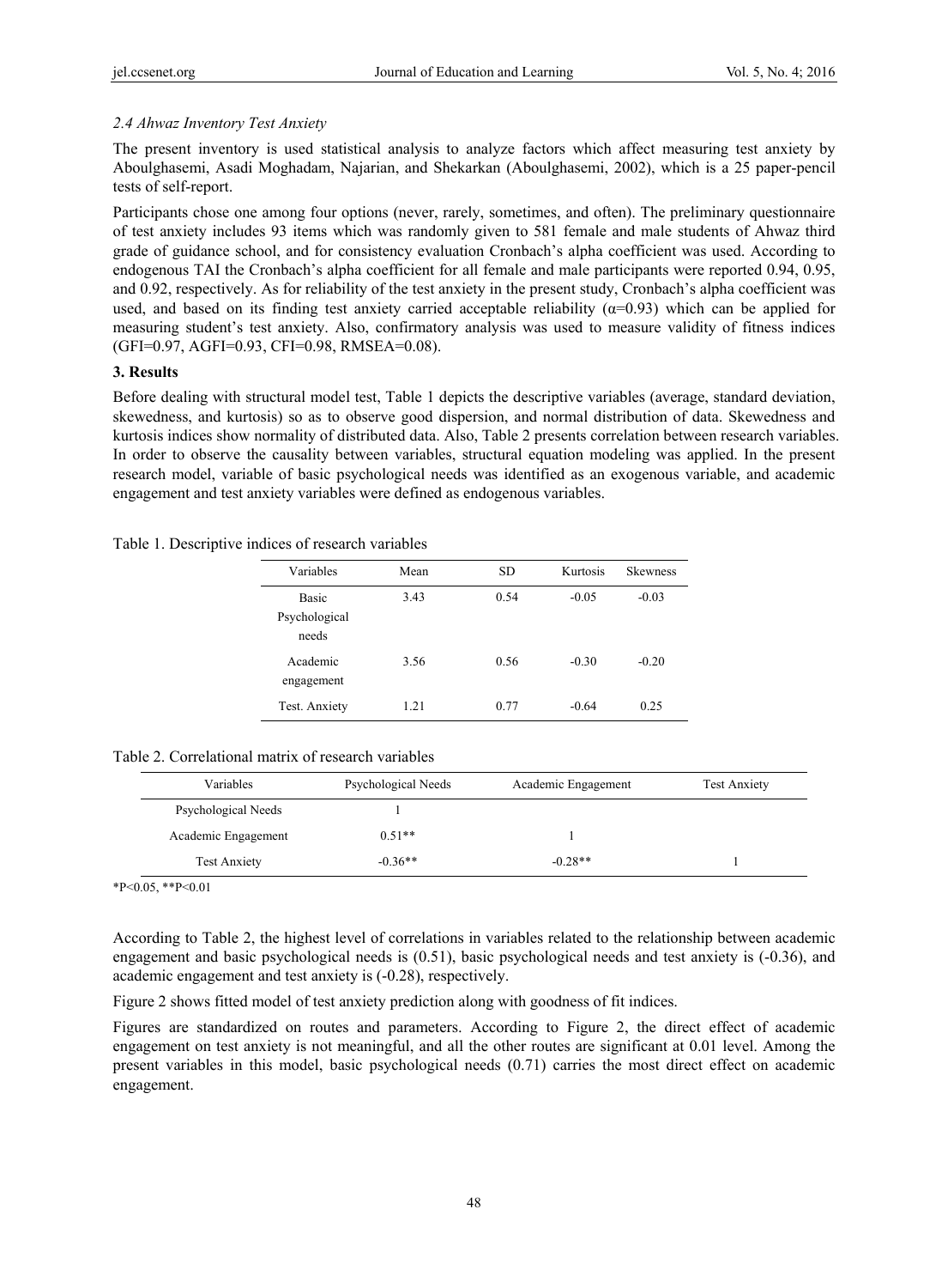*2.4 Ahwaz Inventory Test Anxiety*

The present inventory is used statistical analysis to analyze factors which affect measuring test anxiety by Aboulghasemi, Asadi Moghadam, Najarian, and Shekarkan (Aboulghasemi, 2002), which is a 25 paper-pencil tests of self-report.

Participants chose one among four options (never, rarely, sometimes, and often). The preliminary questionnaire of test anxiety includes 93 items which was randomly given to 581 female and male students of Ahwaz third grade of guidance school, and for consistency evaluation Cronbach's alpha coefficient was used. According to endogenous TAI the Cronbach's alpha coefficient for all female and male participants were reported 0.94, 0.95, and 0.92, respectively. As for reliability of the test anxiety in the present study, Cronbach's alpha coefficient was used, and based on its finding test anxiety carried acceptable reliability ($\alpha$=0.93) which can be applied for measuring student's test anxiety. Also, confirmatory analysis was used to measure validity of fitness indices (GFI=0.97, AGFI=0.93, CFI=0.98, RMSEA=0.08).

## 3. Results

Before dealing with structural model test, Table 1 depicts the descriptive variables (average, standard deviation, skewedness, and kurtosis) so as to observe good dispersion, and normal distribution of data. Skewedness and kurtosis indices show normality of distributed data. Also, Table 2 presents correlation between research variables. In order to observe the causality between variables, structural equation modeling was applied. In the present research model, variable of basic psychological needs was identified as an exogenous variable, and academic engagement and test anxiety variables were defined as endogenous variables.

Table 1. Descriptive indices of research variables

| Variables | Mean | SD | Kurtosis | Skewness |
|---|---|---|---|---|
| Basic Psychological needs | 3.43 | 0.54 | -0.05 | -0.03 |
| Academic engagement | 3.56 | 0.56 | -0.30 | -0.20 |
| Test. Anxiety | 1.21 | 0.77 | -0.64 | 0.25 |

Table 2. Correlational matrix of research variables

| Variables | Psychological Needs | Academic Engagement | Test Anxiety |
|---|---|---|---|
| Psychological Needs | 1 | | |
| Academic Engagement | 0.51** | 1 | |
| Test Anxiety | -0.36** | -0.28** | 1 |

*P<0.05, **P<0.01

According to Table 2, the highest level of correlations in variables related to the relationship between academic engagement and basic psychological needs is (0.51), basic psychological needs and test anxiety is (-0.36), and academic engagement and test anxiety is (-0.28), respectively.

Figure 2 shows fitted model of test anxiety prediction along with goodness of fit indices.

Figures are standardized on routes and parameters. According to Figure 2, the direct effect of academic engagement on test anxiety is not meaningful, and all the other routes are significant at 0.01 level. Among the present variables in this model, basic psychological needs (0.71) carries the most direct effect on academic engagement.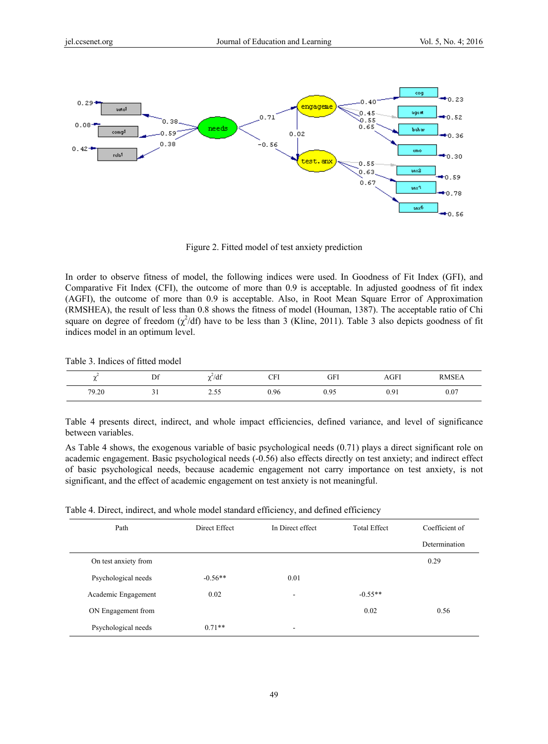Figure 2. Fitted model of test anxiety prediction

In order to observe fitness of model, the following indices were used. In Goodness of Fit Index (GFI), and Comparative Fit Index (CFI), the outcome of more than 0.9 is acceptable. In adjusted goodness of fit index (AGFI), the outcome of more than 0.9 is acceptable. Also, in Root Mean Square Error of Approximation (RMSHEA), the result of less than 0.8 shows the fitness of model (Houman, 1387). The acceptable ratio of Chi square on degree of freedom ($\chi^2$/df) have to be less than 3 (Kline, 2011). Table 3 also depicts goodness of fit indices model in an optimum level.

Table 3. Indices of fitted model

| $\chi^2$ | Df | $\chi^2$/df | CFI | GFI | AGFI | RMSEA |
|---|---|---|---|---|---|---|
| 79.20 | 31 | 2.55 | 0.96 | 0.95 | 0.91 | 0.07 |

Table 4 presents direct, indirect, and whole impact efficiencies, defined variance, and level of significance between variables.

As Table 4 shows, the exogenous variable of basic psychological needs (0.71) plays a direct significant role on academic engagement. Basic psychological needs (-0.56) also effects directly on test anxiety; and indirect effect of basic psychological needs, because academic engagement not carry importance on test anxiety, is not significant, and the effect of academic engagement on test anxiety is not meaningful.

Table 4. Direct, indirect, and whole model standard efficiency, and defined efficiency

| Path | Direct Effect | In Direct effect | Total Effect | Coefficient of Determination |
|---|---|---|---|---|
| On test anxiety from | | | | 0.29 |
| Psychological needs | -0.56** | 0.01 | | |
| Academic Engagement | 0.02 | - | -0.55** | |
| ON Engagement from | | | 0.02 | 0.56 |
| Psychological needs | 0.71** | - | | |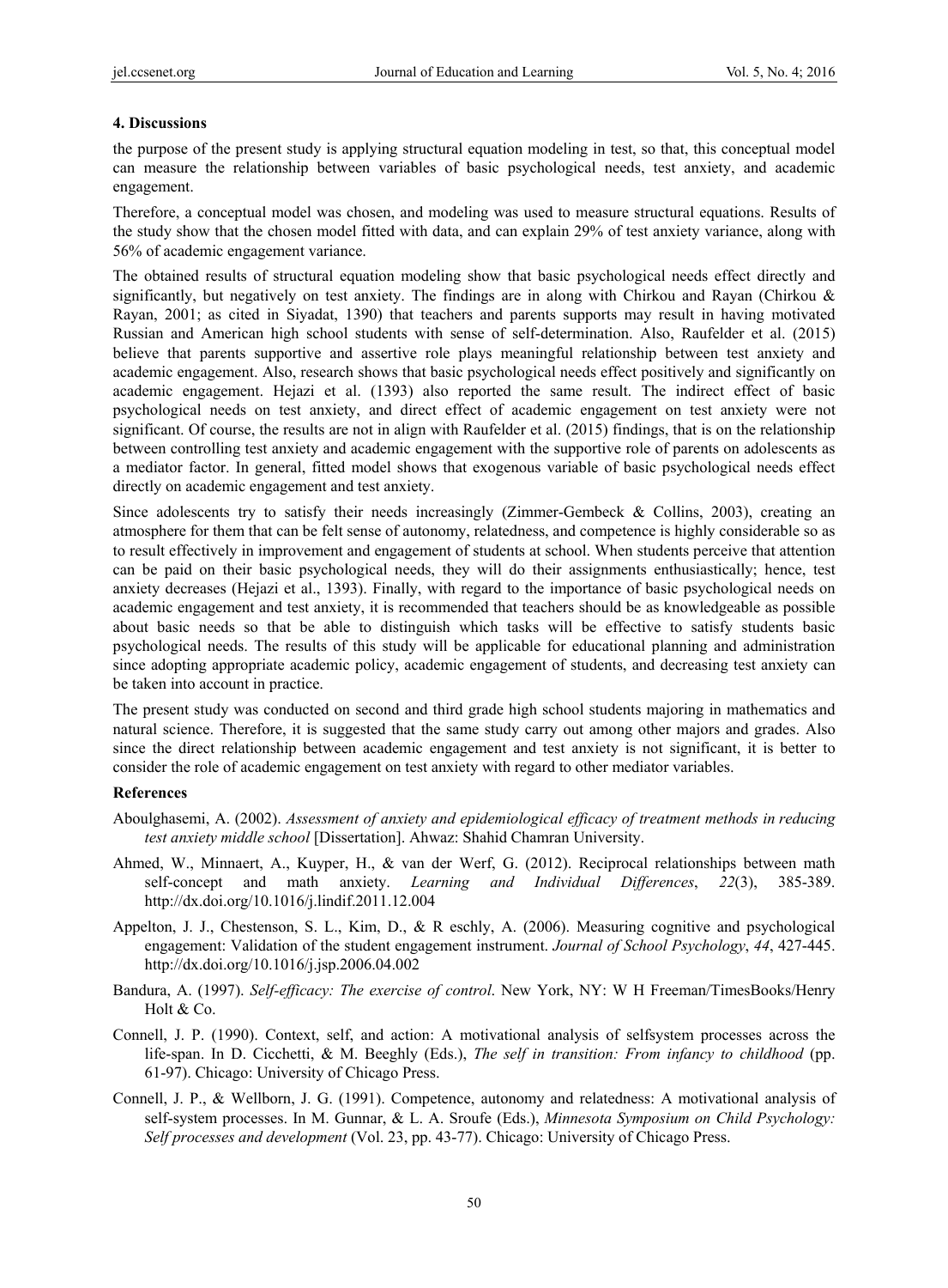### 4. Discussions

the purpose of the present study is applying structural equation modeling in test, so that, this conceptual model can measure the relationship between variables of basic psychological needs, test anxiety, and academic engagement.

Therefore, a conceptual model was chosen, and modeling was used to measure structural equations. Results of the study show that the chosen model fitted with data, and can explain 29% of test anxiety variance, along with 56% of academic engagement variance.

The obtained results of structural equation modeling show that basic psychological needs effect directly and significantly, but negatively on test anxiety. The findings are in along with Chirkou and Rayan (Chirkou & Rayan, 2001; as cited in Siyadat, 1390) that teachers and parents supports may result in having motivated Russian and American high school students with sense of self-determination. Also, Raufelder et al. (2015) believe that parents supportive and assertive role plays meaningful relationship between test anxiety and academic engagement. Also, research shows that basic psychological needs effect positively and significantly on academic engagement. Hejazi et al. (1393) also reported the same result. The indirect effect of basic psychological needs on test anxiety, and direct effect of academic engagement on test anxiety were not significant. Of course, the results are not in align with Raufelder et al. (2015) findings, that is on the relationship between controlling test anxiety and academic engagement with the supportive role of parents on adolescents as a mediator factor. In general, fitted model shows that exogenous variable of basic psychological needs effect directly on academic engagement and test anxiety.

Since adolescents try to satisfy their needs increasingly (Zimmer-Gembeck & Collins, 2003), creating an atmosphere for them that can be felt sense of autonomy, relatedness, and competence is highly considerable so as to result effectively in improvement and engagement of students at school. When students perceive that attention can be paid on their basic psychological needs, they will do their assignments enthusiastically; hence, test anxiety decreases (Hejazi et al., 1393). Finally, with regard to the importance of basic psychological needs on academic engagement and test anxiety, it is recommended that teachers should be as knowledgeable as possible about basic needs so that be able to distinguish which tasks will be effective to satisfy students basic psychological needs. The results of this study will be applicable for educational planning and administration since adopting appropriate academic policy, academic engagement of students, and decreasing test anxiety can be taken into account in practice.

The present study was conducted on second and third grade high school students majoring in mathematics and natural science. Therefore, it is suggested that the same study carry out among other majors and grades. Also since the direct relationship between academic engagement and test anxiety is not significant, it is better to consider the role of academic engagement on test anxiety with regard to other mediator variables.

### References

Aboulghasemi, A. (2002). *Assessment of anxiety and epidemiological efficacy of treatment methods in reducing test anxiety middle school* [Dissertation]. Ahwaz: Shahid Chamran University.

Ahmed, W., Minnaert, A., Kuyper, H., & van der Werf, G. (2012). Reciprocal relationships between math self-concept and math anxiety. *Learning and Individual Differences*, *22*(3), 385-389. http://dx.doi.org/10.1016/j.lindif.2011.12.004

Appelton, J. J., Chestenson, S. L., Kim, D., & R eschly, A. (2006). Measuring cognitive and psychological engagement: Validation of the student engagement instrument. *Journal of School Psychology*, *44*, 427-445. http://dx.doi.org/10.1016/j.jsp.2006.04.002

Bandura, A. (1997). *Self-efficacy: The exercise of control*. New York, NY: W H Freeman/TimesBooks/Henry Holt & Co.

Connell, J. P. (1990). Context, self, and action: A motivational analysis of selfsystem processes across the life-span. In D. Cicchetti, & M. Beeghly (Eds.), *The self in transition: From infancy to childhood* (pp. 61-97). Chicago: University of Chicago Press.

Connell, J. P., & Wellborn, J. G. (1991). Competence, autonomy and relatedness: A motivational analysis of self-system processes. In M. Gunnar, & L. A. Sroufe (Eds.), *Minnesota Symposium on Child Psychology: Self processes and development* (Vol. 23, pp. 43-77). Chicago: University of Chicago Press.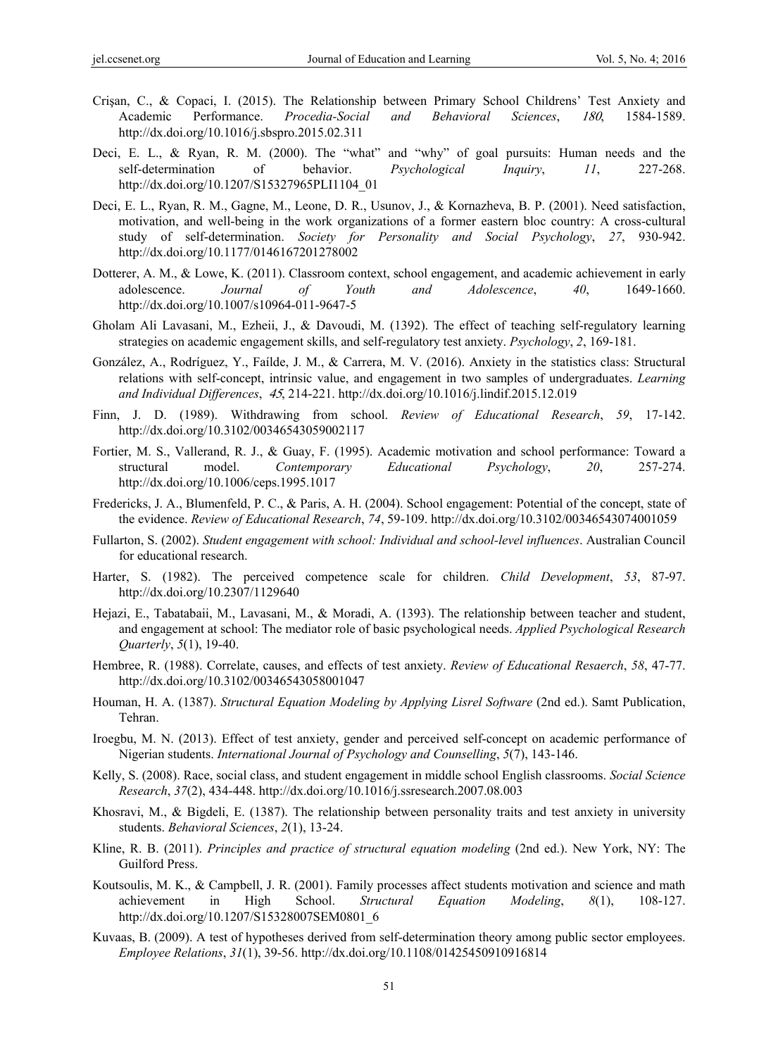Crişan, C., & Copaci, I. (2015). The Relationship between Primary School Childrens' Test Anxiety and Academic Performance. *Procedia-Social and Behavioral Sciences*, *180*, 1584-1589. http://dx.doi.org/10.1016/j.sbspro.2015.02.311

Deci, E. L., & Ryan, R. M. (2000). The "what" and "why" of goal pursuits: Human needs and the self-determination of behavior. *Psychological Inquiry*, *11*, 227-268. http://dx.doi.org/10.1207/S15327965PLI1104_01

Deci, E. L., Ryan, R. M., Gagne, M., Leone, D. R., Usunov, J., & Kornazheva, B. P. (2001). Need satisfaction, motivation, and well-being in the work organizations of a former eastern bloc country: A cross-cultural study of self-determination. *Society for Personality and Social Psychology*, *27*, 930-942. http://dx.doi.org/10.1177/0146167201278002

Dotterer, A. M., & Lowe, K. (2011). Classroom context, school engagement, and academic achievement in early adolescence. *Journal of Youth and Adolescence*, *40*, 1649-1660. http://dx.doi.org/10.1007/s10964-011-9647-5

Gholam Ali Lavasani, M., Ezheii, J., & Davoudi, M. (1392). The effect of teaching self-regulatory learning strategies on academic engagement skills, and self-regulatory test anxiety. *Psychology*, *2*, 169-181.

González, A., Rodríguez, Y., Faílde, J. M., & Carrera, M. V. (2016). Anxiety in the statistics class: Structural relations with self-concept, intrinsic value, and engagement in two samples of undergraduates. *Learning and Individual Differences*, *45*, 214-221. http://dx.doi.org/10.1016/j.lindif.2015.12.019

Finn, J. D. (1989). Withdrawing from school. *Review of Educational Research*, *59*, 17-142. http://dx.doi.org/10.3102/00346543059002117

Fortier, M. S., Vallerand, R. J., & Guay, F. (1995). Academic motivation and school performance: Toward a structural model. *Contemporary Educational Psychology*, *20*, 257-274. http://dx.doi.org/10.1006/ceps.1995.1017

Fredericks, J. A., Blumenfeld, P. C., & Paris, A. H. (2004). School engagement: Potential of the concept, state of the evidence. *Review of Educational Research*, *74*, 59-109. http://dx.doi.org/10.3102/00346543074001059

Fullarton, S. (2002). *Student engagement with school: Individual and school-level influences*. Australian Council for educational research.

Harter, S. (1982). The perceived competence scale for children. *Child Development*, *53*, 87-97. http://dx.doi.org/10.2307/1129640

Hejazi, E., Tabatabaii, M., Lavasani, M., & Moradi, A. (1393). The relationship between teacher and student, and engagement at school: The mediator role of basic psychological needs. *Applied Psychological Research Quarterly*, *5*(1), 19-40.

Hembree, R. (1988). Correlate, causes, and effects of test anxiety. *Review of Educational Resaerch*, *58*, 47-77. http://dx.doi.org/10.3102/00346543058001047

Houman, H. A. (1387). *Structural Equation Modeling by Applying Lisrel Software* (2nd ed.). Samt Publication, Tehran.

Iroegbu, M. N. (2013). Effect of test anxiety, gender and perceived self-concept on academic performance of Nigerian students. *International Journal of Psychology and Counselling*, *5*(7), 143-146.

Kelly, S. (2008). Race, social class, and student engagement in middle school English classrooms. *Social Science Research*, *37*(2), 434-448. http://dx.doi.org/10.1016/j.ssresearch.2007.08.003

Khosravi, M., & Bigdeli, E. (1387). The relationship between personality traits and test anxiety in university students. *Behavioral Sciences*, *2*(1), 13-24.

Kline, R. B. (2011). *Principles and practice of structural equation modeling* (2nd ed.). New York, NY: The Guilford Press.

Koutsoulis, M. K., & Campbell, J. R. (2001). Family processes affect students motivation and science and math achievement in High School. *Structural Equation Modeling*, *8*(1), 108-127. http://dx.doi.org/10.1207/S15328007SEM0801_6

Kuvaas, B. (2009). A test of hypotheses derived from self-determination theory among public sector employees. *Employee Relations*, *31*(1), 39-56. http://dx.doi.org/10.1108/01425450910916814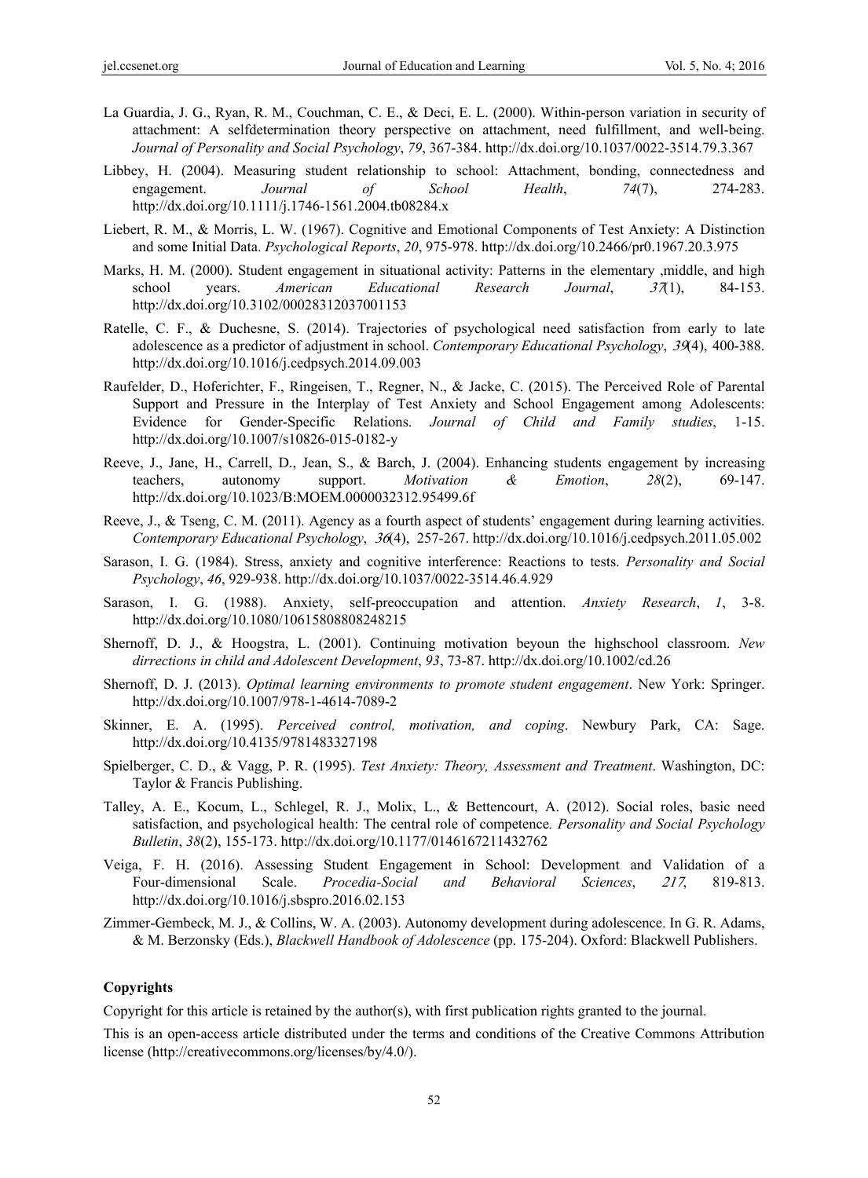La Guardia, J. G., Ryan, R. M., Couchman, C. E., & Deci, E. L. (2000). Within-person variation in security of attachment: A selfdetermination theory perspective on attachment, need fulfillment, and well-being. *Journal of Personality and Social Psychology*, *79*, 367-384. http://dx.doi.org/10.1037/0022-3514.79.3.367

Libbey, H. (2004). Measuring student relationship to school: Attachment, bonding, connectedness and engagement. *Journal of School Health*, *74*(7), 274-283. http://dx.doi.org/10.1111/j.1746-1561.2004.tb08284.x

Liebert, R. M., & Morris, L. W. (1967). Cognitive and Emotional Components of Test Anxiety: A Distinction and some Initial Data. *Psychological Reports*, *20*, 975-978. http://dx.doi.org/10.2466/pr0.1967.20.3.975

Marks, H. M. (2000). Student engagement in situational activity: Patterns in the elementary ,middle, and high school years. *American Educational Research Journal*, *37*(1), 84-153. http://dx.doi.org/10.3102/00028312037001153

Ratelle, C. F., & Duchesne, S. (2014). Trajectories of psychological need satisfaction from early to late adolescence as a predictor of adjustment in school. *Contemporary Educational Psychology*, *39*(4), 400-388. http://dx.doi.org/10.1016/j.cedpsych.2014.09.003

Raufelder, D., Hoferichter, F., Ringeisen, T., Regner, N., & Jacke, C. (2015). The Perceived Role of Parental Support and Pressure in the Interplay of Test Anxiety and School Engagement among Adolescents: Evidence for Gender-Specific Relations. *Journal of Child and Family studies*, 1-15. http://dx.doi.org/10.1007/s10826-015-0182-y

Reeve, J., Jane, H., Carrell, D., Jean, S., & Barch, J. (2004). Enhancing students engagement by increasing teachers, autonomy support. *Motivation & Emotion*, *28*(2), 69-147. http://dx.doi.org/10.1023/B:MOEM.0000032312.95499.6f

Reeve, J., & Tseng, C. M. (2011). Agency as a fourth aspect of students' engagement during learning activities. *Contemporary Educational Psychology*, *36*(4), 257-267. http://dx.doi.org/10.1016/j.cedpsych.2011.05.002

Sarason, I. G. (1984). Stress, anxiety and cognitive interference: Reactions to tests. *Personality and Social Psychology*, *46*, 929-938. http://dx.doi.org/10.1037/0022-3514.46.4.929

Sarason, I. G. (1988). Anxiety, self-preoccupation and attention. *Anxiety Research*, *1*, 3-8. http://dx.doi.org/10.1080/10615808808248215

Shernoff, D. J., & Hoogstra, L. (2001). Continuing motivation beyoun the highschool classroom. *New dirrections in child and Adolescent Development*, *93*, 73-87. http://dx.doi.org/10.1002/cd.26

Shernoff, D. J. (2013). *Optimal learning environments to promote student engagement*. New York: Springer. http://dx.doi.org/10.1007/978-1-4614-7089-2

Skinner, E. A. (1995). *Perceived control, motivation, and coping*. Newbury Park, CA: Sage. http://dx.doi.org/10.4135/9781483327198

Spielberger, C. D., & Vagg, P. R. (1995). *Test Anxiety: Theory, Assessment and Treatment*. Washington, DC: Taylor & Francis Publishing.

Talley, A. E., Kocum, L., Schlegel, R. J., Molix, L., & Bettencourt, A. (2012). Social roles, basic need satisfaction, and psychological health: The central role of competence*. Personality and Social Psychology Bulletin*, *38*(2), 155-173. http://dx.doi.org/10.1177/0146167211432762

Veiga, F. H. (2016). Assessing Student Engagement in School: Development and Validation of a Four-dimensional Scale. *Procedia-Social and Behavioral Sciences*, *217*, 819-813. http://dx.doi.org/10.1016/j.sbspro.2016.02.153

Zimmer-Gembeck, M. J., & Collins, W. A. (2003). Autonomy development during adolescence. In G. R. Adams, & M. Berzonsky (Eds.), *Blackwell Handbook of Adolescence* (pp. 175-204). Oxford: Blackwell Publishers.

**Copyrights**

Copyright for this article is retained by the author(s), with first publication rights granted to the journal.

This is an open-access article distributed under the terms and conditions of the Creative Commons Attribution license (http://creativecommons.org/licenses/by/4.0/).